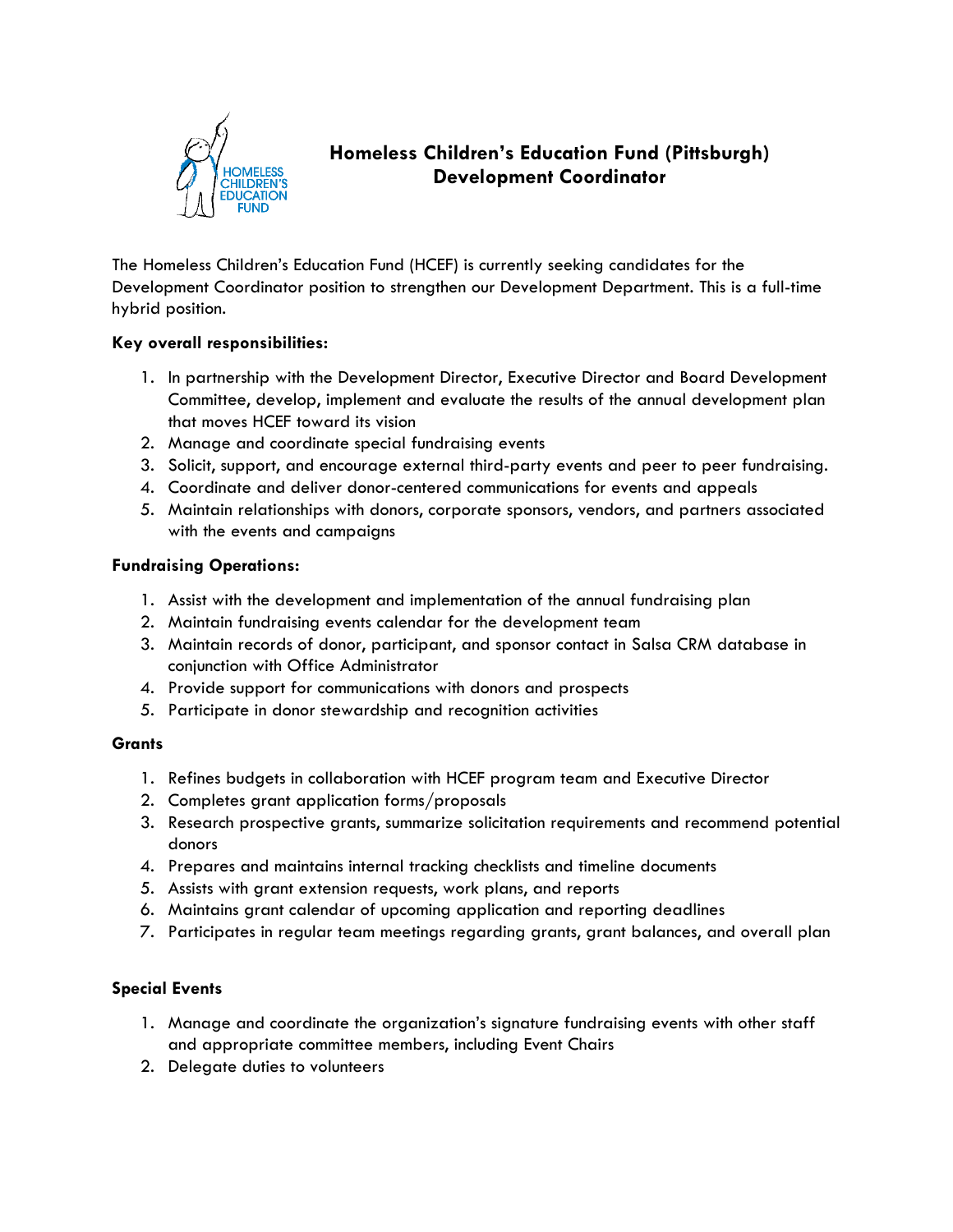# Homeless Children's Education Fund (Pittsburgh)
## Development Coordinator

The Homeless Children's Education Fund (HCEF) is currently seeking candidates for the Development Coordinator position to strengthen our Development Department. This is a full-time hybrid position.

**Key overall responsibilities:**

1. In partnership with the Development Director, Executive Director and Board Development Committee, develop, implement and evaluate the results of the annual development plan that moves HCEF toward its vision
2. Manage and coordinate special fundraising events
3. Solicit, support, and encourage external third-party events and peer to peer fundraising.
4. Coordinate and deliver donor-centered communications for events and appeals
5. Maintain relationships with donors, corporate sponsors, vendors, and partners associated with the events and campaigns

**Fundraising Operations:**

1. Assist with the development and implementation of the annual fundraising plan
2. Maintain fundraising events calendar for the development team
3. Maintain records of donor, participant, and sponsor contact in Salsa CRM database in conjunction with Office Administrator
4. Provide support for communications with donors and prospects
5. Participate in donor stewardship and recognition activities

**Grants**

1. Refines budgets in collaboration with HCEF program team and Executive Director
2. Completes grant application forms/proposals
3. Research prospective grants, summarize solicitation requirements and recommend potential donors
4. Prepares and maintains internal tracking checklists and timeline documents
5. Assists with grant extension requests, work plans, and reports
6. Maintains grant calendar of upcoming application and reporting deadlines
7. Participates in regular team meetings regarding grants, grant balances, and overall plan

**Special Events**

1. Manage and coordinate the organization's signature fundraising events with other staff and appropriate committee members, including Event Chairs
2. Delegate duties to volunteers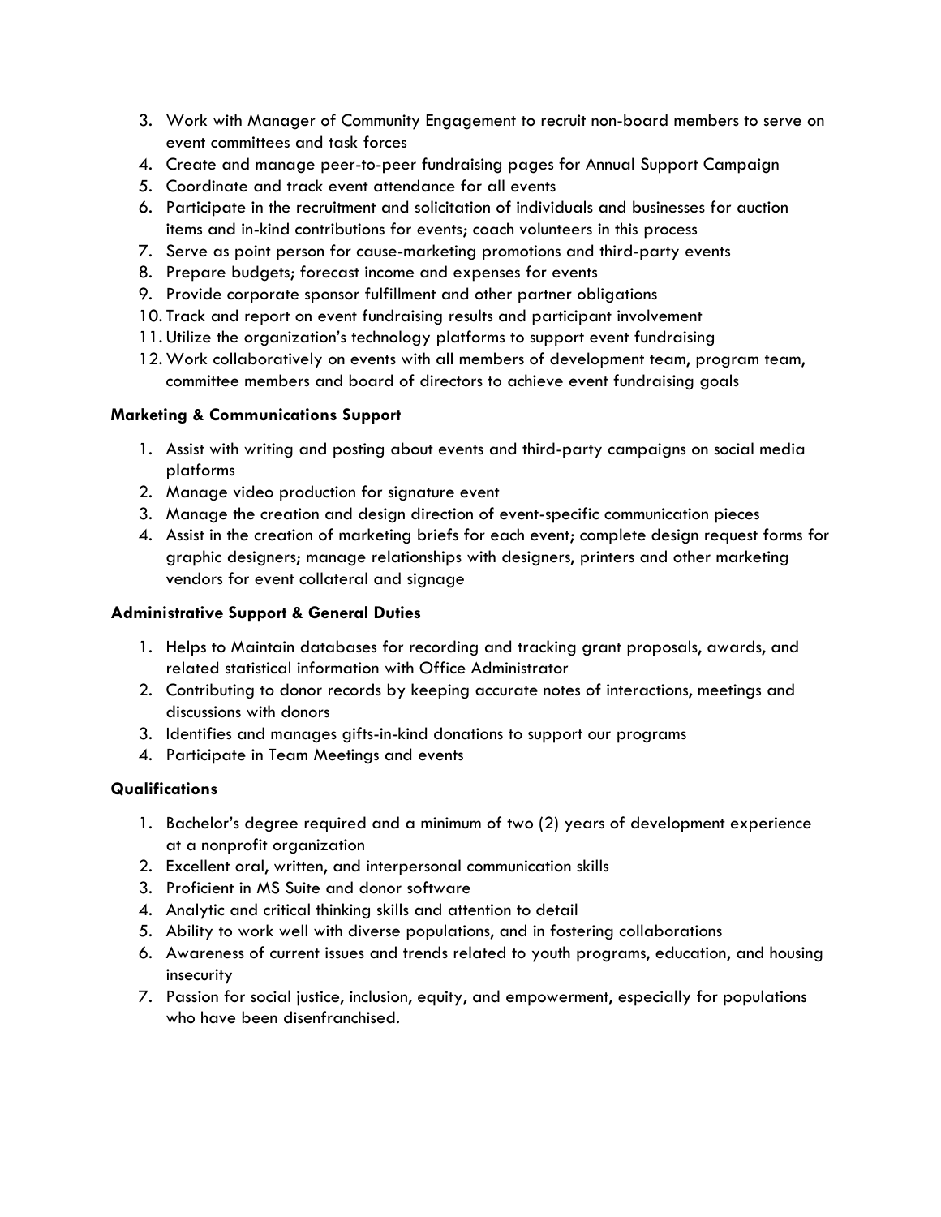3. Work with Manager of Community Engagement to recruit non-board members to serve on event committees and task forces
4. Create and manage peer-to-peer fundraising pages for Annual Support Campaign
5. Coordinate and track event attendance for all events
6. Participate in the recruitment and solicitation of individuals and businesses for auction items and in-kind contributions for events; coach volunteers in this process
7. Serve as point person for cause-marketing promotions and third-party events
8. Prepare budgets; forecast income and expenses for events
9. Provide corporate sponsor fulfillment and other partner obligations
10. Track and report on event fundraising results and participant involvement
11. Utilize the organization's technology platforms to support event fundraising
12. Work collaboratively on events with all members of development team, program team, committee members and board of directors to achieve event fundraising goals

**Marketing & Communications Support**

1. Assist with writing and posting about events and third-party campaigns on social media platforms
2. Manage video production for signature event
3. Manage the creation and design direction of event-specific communication pieces
4. Assist in the creation of marketing briefs for each event; complete design request forms for graphic designers; manage relationships with designers, printers and other marketing vendors for event collateral and signage

**Administrative Support & General Duties**

1. Helps to Maintain databases for recording and tracking grant proposals, awards, and related statistical information with Office Administrator
2. Contributing to donor records by keeping accurate notes of interactions, meetings and discussions with donors
3. Identifies and manages gifts-in-kind donations to support our programs
4. Participate in Team Meetings and events

**Qualifications**

1. Bachelor's degree required and a minimum of two (2) years of development experience at a nonprofit organization
2. Excellent oral, written, and interpersonal communication skills
3. Proficient in MS Suite and donor software
4. Analytic and critical thinking skills and attention to detail
5. Ability to work well with diverse populations, and in fostering collaborations
6. Awareness of current issues and trends related to youth programs, education, and housing insecurity
7. Passion for social justice, inclusion, equity, and empowerment, especially for populations who have been disenfranchised.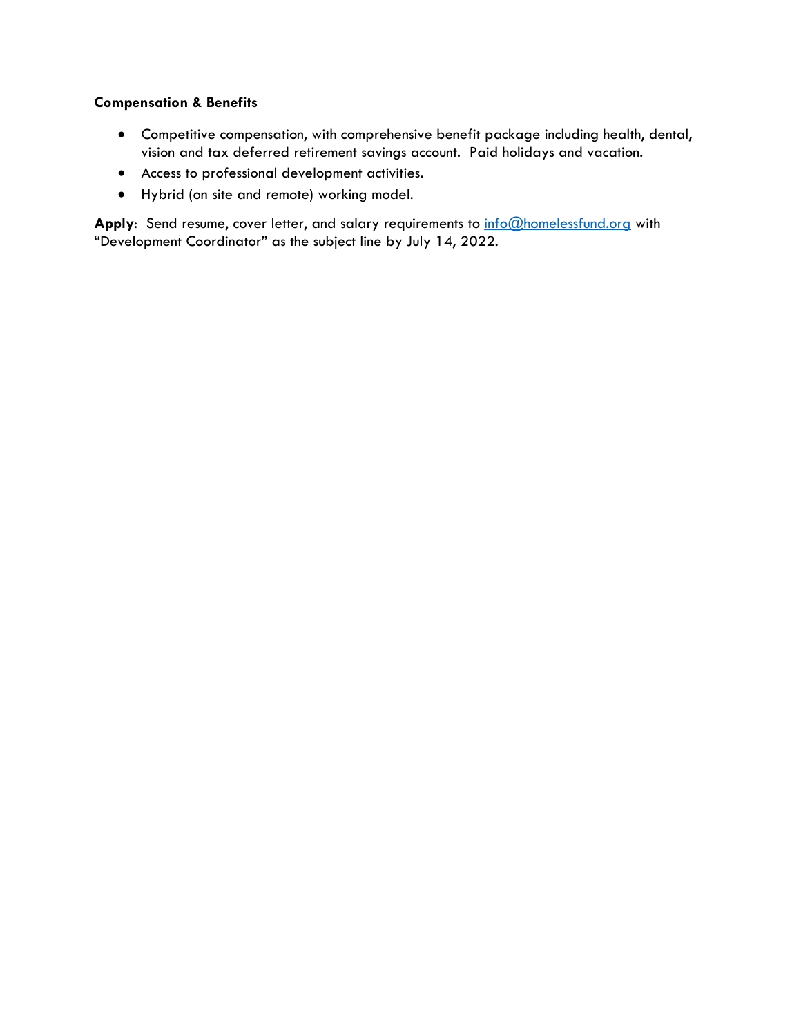**Compensation & Benefits**

- Competitive compensation, with comprehensive benefit package including health, dental, vision and tax deferred retirement savings account. Paid holidays and vacation.
- Access to professional development activities.
- Hybrid (on site and remote) working model.

**Apply**: Send resume, cover letter, and salary requirements to info@homelessfund.org with "Development Coordinator" as the subject line by July 14, 2022.